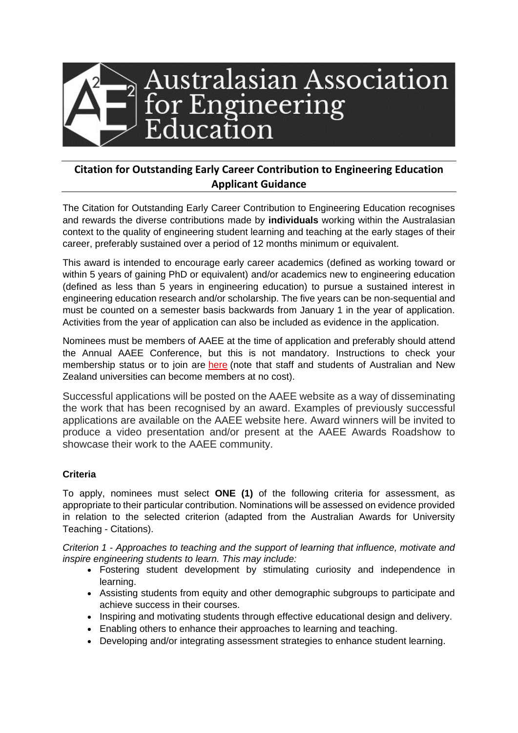# Australasian Association for Engineering Education

## Citation for Outstanding Early Career Contribution to Engineering Education Applicant Guidance

The Citation for Outstanding Early Career Contribution to Engineering Education recognises and rewards the diverse contributions made by **individuals** working within the Australasian context to the quality of engineering student learning and teaching at the early stages of their career, preferably sustained over a period of 12 months minimum or equivalent.

This award is intended to encourage early career academics (defined as working toward or within 5 years of gaining PhD or equivalent) and/or academics new to engineering education (defined as less than 5 years in engineering education) to pursue a sustained interest in engineering education research and/or scholarship. The five years can be non-sequential and must be counted on a semester basis backwards from January 1 in the year of application. Activities from the year of application can also be included as evidence in the application.

Nominees must be members of AAEE at the time of application and preferably should attend the Annual AAEE Conference, but this is not mandatory. Instructions to check your membership status or to join are here (note that staff and students of Australian and New Zealand universities can become members at no cost).

Successful applications will be posted on the AAEE website as a way of disseminating the work that has been recognised by an award. Examples of previously successful applications are available on the AAEE website here. Award winners will be invited to produce a video presentation and/or present at the AAEE Awards Roadshow to showcase their work to the AAEE community.

### Criteria

To apply, nominees must select **ONE (1)** of the following criteria for assessment, as appropriate to their particular contribution. Nominations will be assessed on evidence provided in relation to the selected criterion (adapted from the Australian Awards for University Teaching - Citations).

*Criterion 1 - Approaches to teaching and the support of learning that influence, motivate and inspire engineering students to learn. This may include:*

- Fostering student development by stimulating curiosity and independence in learning.
- Assisting students from equity and other demographic subgroups to participate and achieve success in their courses.
- Inspiring and motivating students through effective educational design and delivery.
- Enabling others to enhance their approaches to learning and teaching.
- Developing and/or integrating assessment strategies to enhance student learning.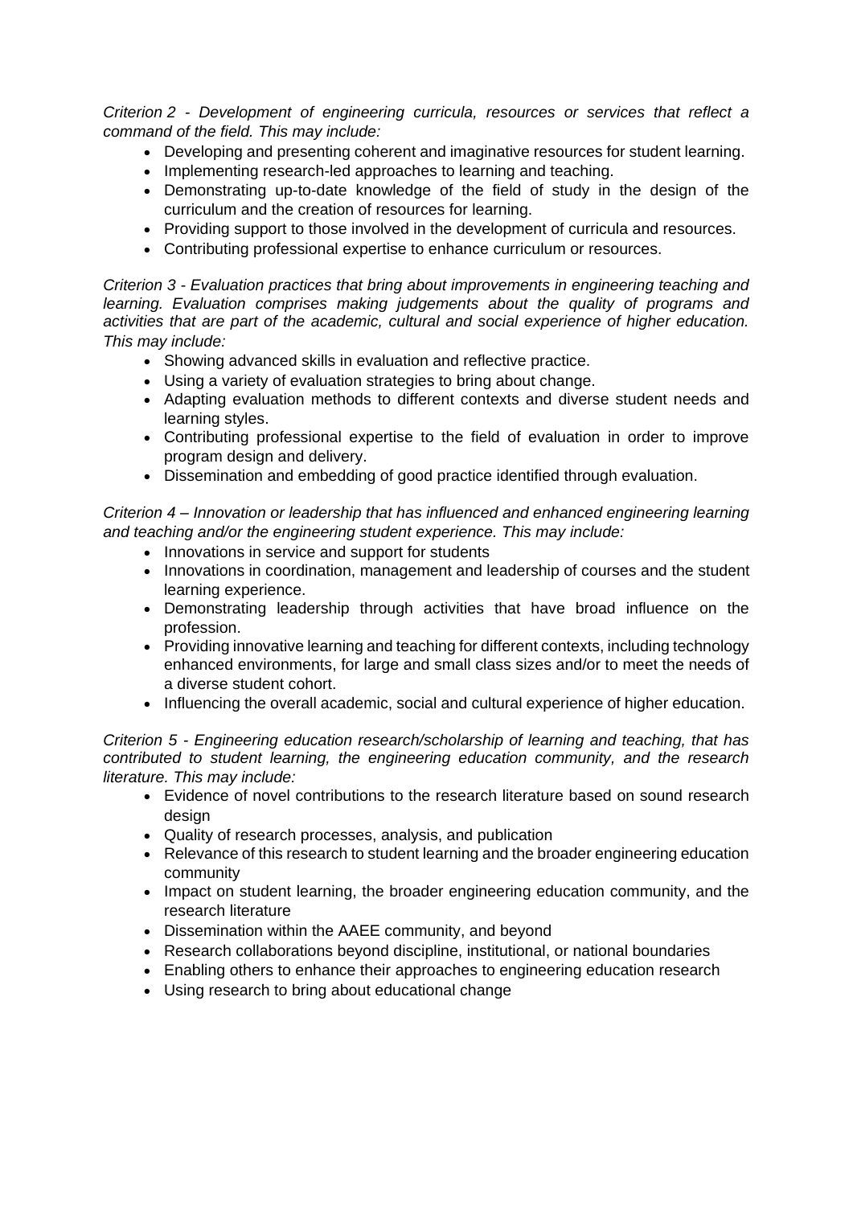*Criterion 2 - Development of engineering curricula, resources or services that reflect a command of the field. This may include:*

- Developing and presenting coherent and imaginative resources for student learning.
- Implementing research-led approaches to learning and teaching.
- Demonstrating up-to-date knowledge of the field of study in the design of the curriculum and the creation of resources for learning.
- Providing support to those involved in the development of curricula and resources.
- Contributing professional expertise to enhance curriculum or resources.

*Criterion 3 - Evaluation practices that bring about improvements in engineering teaching and learning. Evaluation comprises making judgements about the quality of programs and activities that are part of the academic, cultural and social experience of higher education. This may include:*

- Showing advanced skills in evaluation and reflective practice.
- Using a variety of evaluation strategies to bring about change.
- Adapting evaluation methods to different contexts and diverse student needs and learning styles.
- Contributing professional expertise to the field of evaluation in order to improve program design and delivery.
- Dissemination and embedding of good practice identified through evaluation.

*Criterion 4 – Innovation or leadership that has influenced and enhanced engineering learning and teaching and/or the engineering student experience. This may include:*

- Innovations in service and support for students
- Innovations in coordination, management and leadership of courses and the student learning experience.
- Demonstrating leadership through activities that have broad influence on the profession.
- Providing innovative learning and teaching for different contexts, including technology enhanced environments, for large and small class sizes and/or to meet the needs of a diverse student cohort.
- Influencing the overall academic, social and cultural experience of higher education.

*Criterion 5 - Engineering education research/scholarship of learning and teaching, that has contributed to student learning, the engineering education community, and the research literature. This may include:*

- Evidence of novel contributions to the research literature based on sound research design
- Quality of research processes, analysis, and publication
- Relevance of this research to student learning and the broader engineering education community
- Impact on student learning, the broader engineering education community, and the research literature
- Dissemination within the AAEE community, and beyond
- Research collaborations beyond discipline, institutional, or national boundaries
- Enabling others to enhance their approaches to engineering education research
- Using research to bring about educational change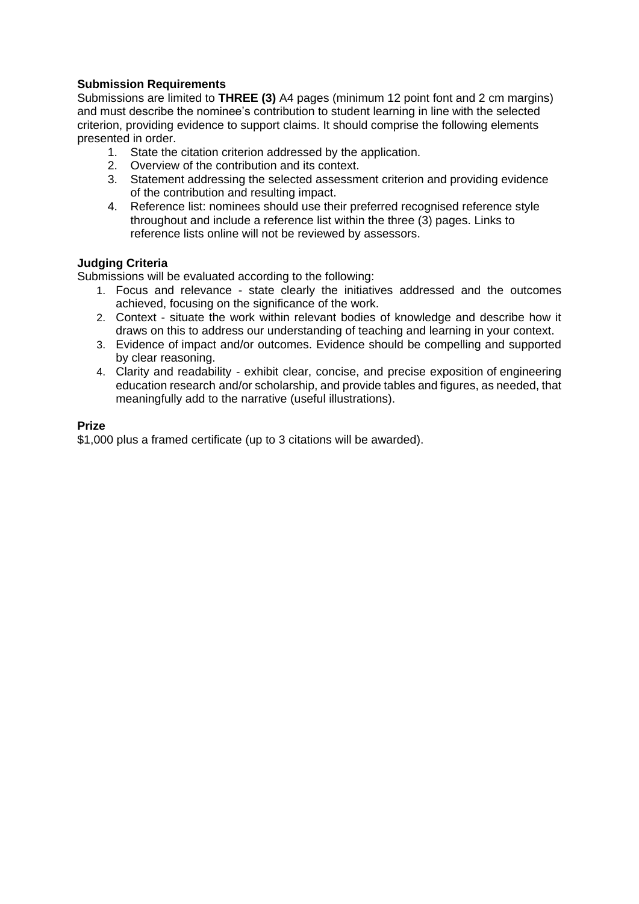**Submission Requirements**

Submissions are limited to **THREE (3)** A4 pages (minimum 12 point font and 2 cm margins) and must describe the nominee's contribution to student learning in line with the selected criterion, providing evidence to support claims. It should comprise the following elements presented in order.

1. State the citation criterion addressed by the application.
2. Overview of the contribution and its context.
3. Statement addressing the selected assessment criterion and providing evidence of the contribution and resulting impact.
4. Reference list: nominees should use their preferred recognised reference style throughout and include a reference list within the three (3) pages. Links to reference lists online will not be reviewed by assessors.

**Judging Criteria**

Submissions will be evaluated according to the following:

1. Focus and relevance - state clearly the initiatives addressed and the outcomes achieved, focusing on the significance of the work.
2. Context - situate the work within relevant bodies of knowledge and describe how it draws on this to address our understanding of teaching and learning in your context.
3. Evidence of impact and/or outcomes. Evidence should be compelling and supported by clear reasoning.
4. Clarity and readability - exhibit clear, concise, and precise exposition of engineering education research and/or scholarship, and provide tables and figures, as needed, that meaningfully add to the narrative (useful illustrations).

**Prize**

$1,000 plus a framed certificate (up to 3 citations will be awarded).